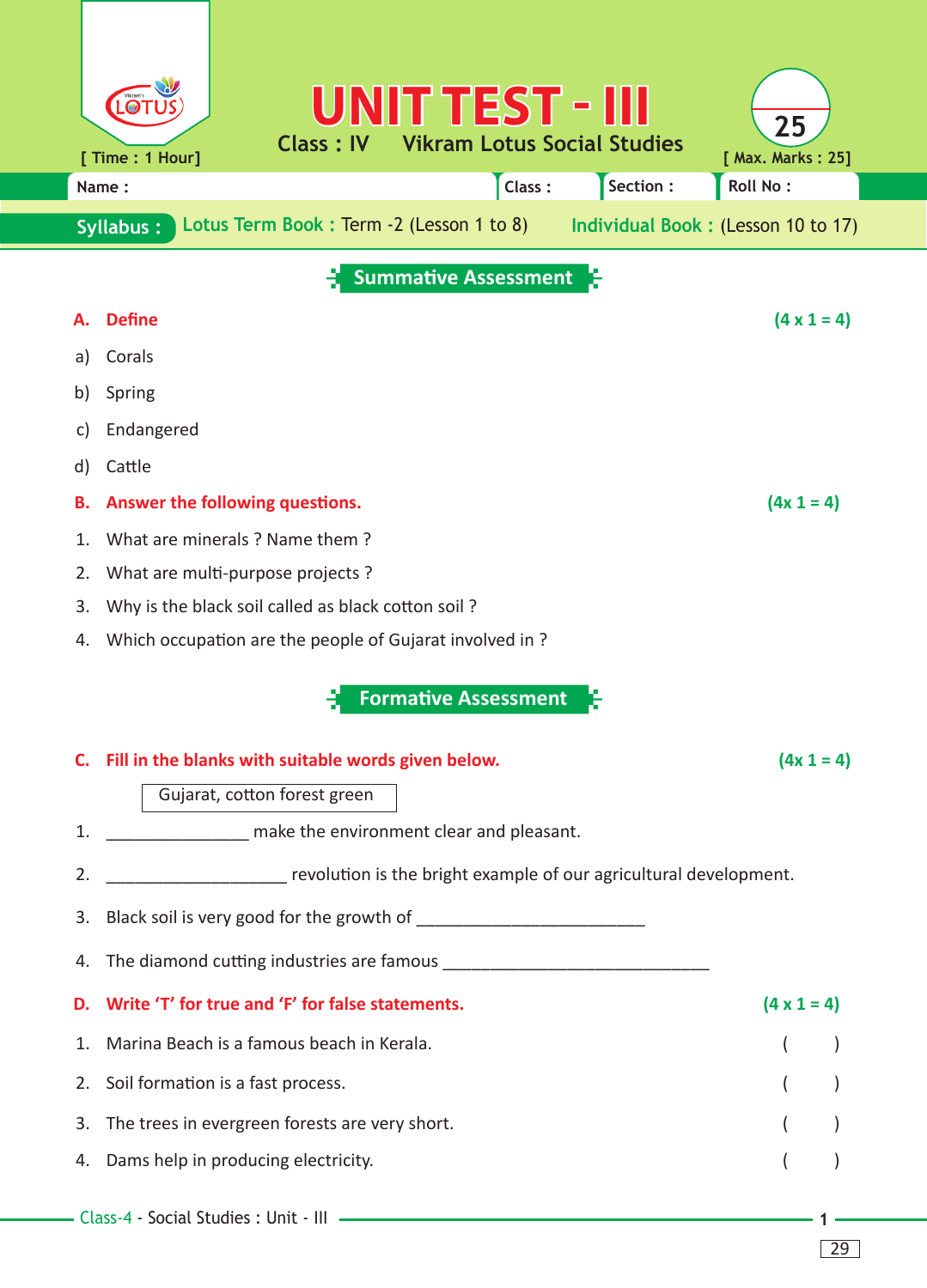# UNIT TEST - III

Class : IV Vikram Lotus Social Studies

[ Time : 1 Hour] [ Max. Marks : 25]

Name : Class : Section : Roll No :

**Syllabus :** Lotus Term Book : Term -2 (Lesson 1 to 8) Individual Book : (Lesson 10 to 17)

## Summative Assessment

**A. Define** **(4 x 1 = 4)**

a) Corals

b) Spring

c) Endangered

d) Cattle

**B. Answer the following questions.** **(4x 1 = 4)**

1. What are minerals ? Name them ?
2. What are multi-purpose projects ?
3. Why is the black soil called as black cotton soil ?
4. Which occupation are the people of Gujarat involved in ?

## Formative Assessment

**C. Fill in the blanks with suitable words given below.** **(4x 1 = 4)**

| Gujarat, cotton forest green |
|---|

1. _______________ make the environment clear and pleasant.
2. ___________________ revolution is the bright example of our agricultural development.
3. Black soil is very good for the growth of ________________________
4. The diamond cutting industries are famous ____________________________

**D. Write 'T' for true and 'F' for false statements.** **(4 x 1 = 4)**

1. Marina Beach is a famous beach in Kerala. ( )
2. Soil formation is a fast process. ( )
3. The trees in evergreen forests are very short. ( )
4. Dams help in producing electricity. ( )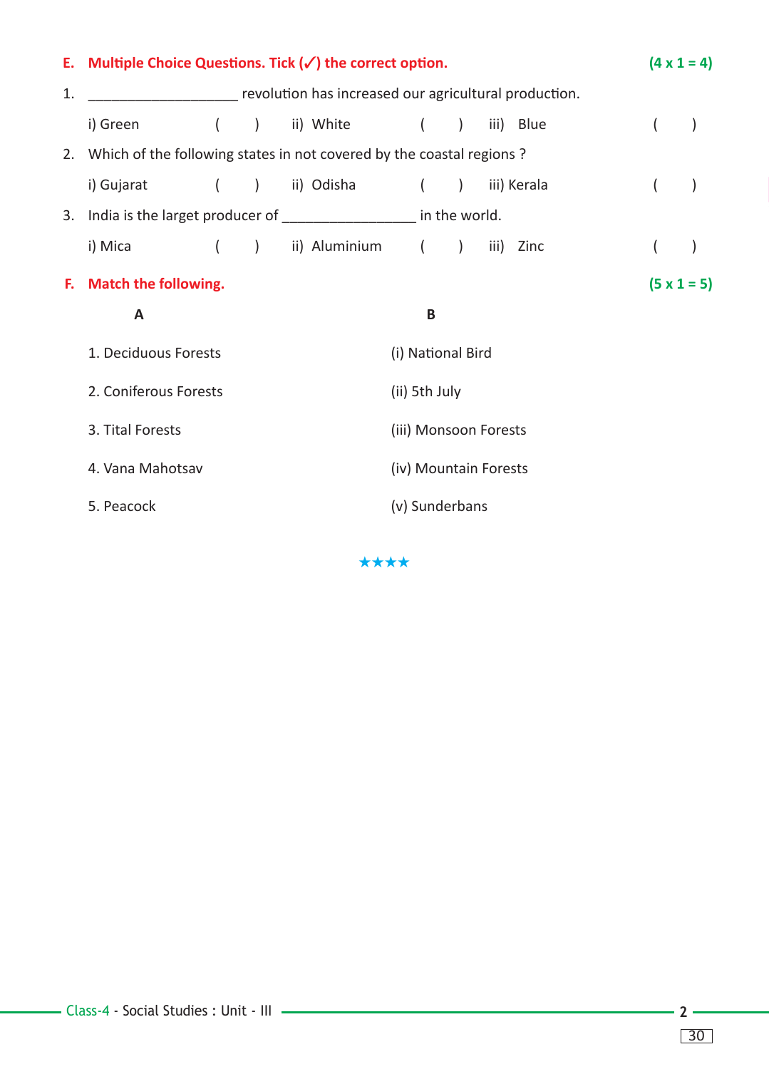**E. Multiple Choice Questions. Tick (✓) the correct option.** **(4 x 1 = 4)**

1. ____________________ revolution has increased our agricultural production.

   i) Green ( ) ii) White ( ) iii) Blue ( )

2. Which of the following states in not covered by the coastal regions ?

   i) Gujarat ( ) ii) Odisha ( ) iii) Kerala ( )

3. India is the larget producer of _________________ in the world.

   i) Mica ( ) ii) Aluminium ( ) iii) Zinc ( )

**F. Match the following.** **(5 x 1 = 5)**

| A | B |
|---|---|
| 1. Deciduous Forests | (i) National Bird |
| 2. Coniferous Forests | (ii) 5th July |
| 3. Tital Forests | (iii) Monsoon Forests |
| 4. Vana Mahotsav | (iv) Mountain Forests |
| 5. Peacock | (v) Sunderbans |

★★★★